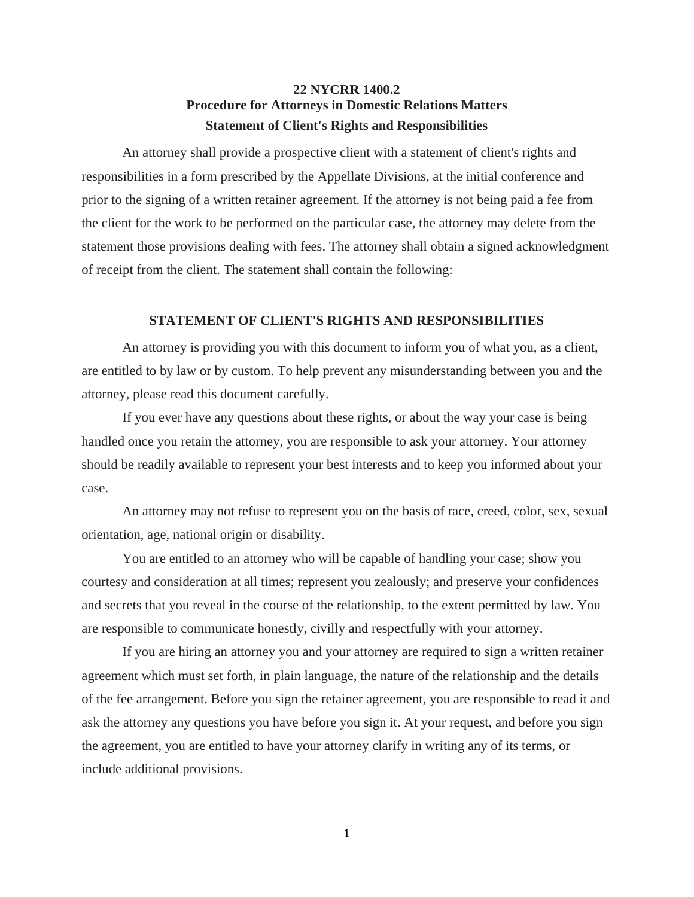# 22 NYCRR 1400.2
## Procedure for Attorneys in Domestic Relations Matters
## Statement of Client's Rights and Responsibilities

An attorney shall provide a prospective client with a statement of client's rights and responsibilities in a form prescribed by the Appellate Divisions, at the initial conference and prior to the signing of a written retainer agreement. If the attorney is not being paid a fee from the client for the work to be performed on the particular case, the attorney may delete from the statement those provisions dealing with fees. The attorney shall obtain a signed acknowledgment of receipt from the client. The statement shall contain the following:

## STATEMENT OF CLIENT'S RIGHTS AND RESPONSIBILITIES

An attorney is providing you with this document to inform you of what you, as a client, are entitled to by law or by custom. To help prevent any misunderstanding between you and the attorney, please read this document carefully.

If you ever have any questions about these rights, or about the way your case is being handled once you retain the attorney, you are responsible to ask your attorney. Your attorney should be readily available to represent your best interests and to keep you informed about your case.

An attorney may not refuse to represent you on the basis of race, creed, color, sex, sexual orientation, age, national origin or disability.

You are entitled to an attorney who will be capable of handling your case; show you courtesy and consideration at all times; represent you zealously; and preserve your confidences and secrets that you reveal in the course of the relationship, to the extent permitted by law. You are responsible to communicate honestly, civilly and respectfully with your attorney.

If you are hiring an attorney you and your attorney are required to sign a written retainer agreement which must set forth, in plain language, the nature of the relationship and the details of the fee arrangement. Before you sign the retainer agreement, you are responsible to read it and ask the attorney any questions you have before you sign it. At your request, and before you sign the agreement, you are entitled to have your attorney clarify in writing any of its terms, or include additional provisions.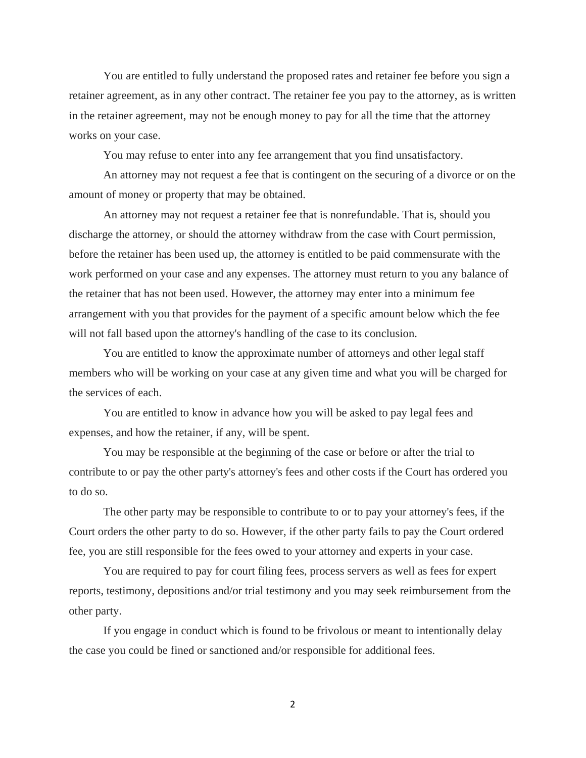You are entitled to fully understand the proposed rates and retainer fee before you sign a retainer agreement, as in any other contract. The retainer fee you pay to the attorney, as is written in the retainer agreement, may not be enough money to pay for all the time that the attorney works on your case.

You may refuse to enter into any fee arrangement that you find unsatisfactory.

An attorney may not request a fee that is contingent on the securing of a divorce or on the amount of money or property that may be obtained.

An attorney may not request a retainer fee that is nonrefundable. That is, should you discharge the attorney, or should the attorney withdraw from the case with Court permission, before the retainer has been used up, the attorney is entitled to be paid commensurate with the work performed on your case and any expenses. The attorney must return to you any balance of the retainer that has not been used. However, the attorney may enter into a minimum fee arrangement with you that provides for the payment of a specific amount below which the fee will not fall based upon the attorney's handling of the case to its conclusion.

You are entitled to know the approximate number of attorneys and other legal staff members who will be working on your case at any given time and what you will be charged for the services of each.

You are entitled to know in advance how you will be asked to pay legal fees and expenses, and how the retainer, if any, will be spent.

You may be responsible at the beginning of the case or before or after the trial to contribute to or pay the other party's attorney's fees and other costs if the Court has ordered you to do so.

The other party may be responsible to contribute to or to pay your attorney's fees, if the Court orders the other party to do so. However, if the other party fails to pay the Court ordered fee, you are still responsible for the fees owed to your attorney and experts in your case.

You are required to pay for court filing fees, process servers as well as fees for expert reports, testimony, depositions and/or trial testimony and you may seek reimbursement from the other party.

If you engage in conduct which is found to be frivolous or meant to intentionally delay the case you could be fined or sanctioned and/or responsible for additional fees.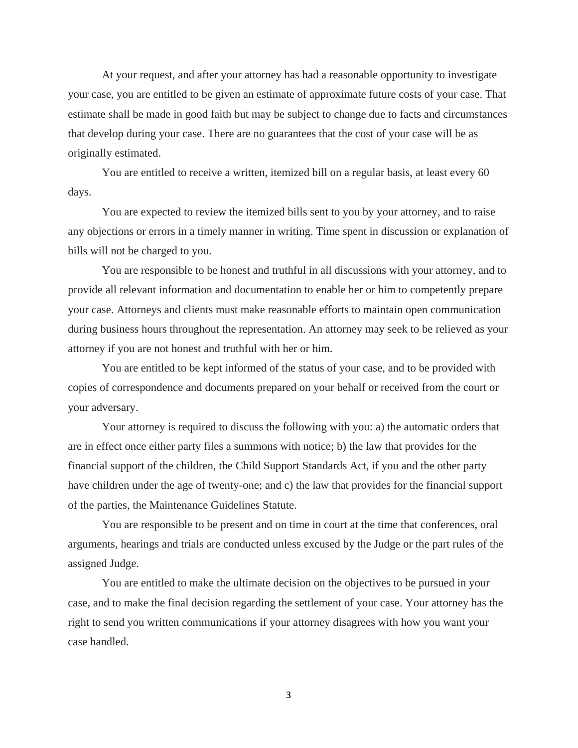At your request, and after your attorney has had a reasonable opportunity to investigate your case, you are entitled to be given an estimate of approximate future costs of your case. That estimate shall be made in good faith but may be subject to change due to facts and circumstances that develop during your case. There are no guarantees that the cost of your case will be as originally estimated.

You are entitled to receive a written, itemized bill on a regular basis, at least every 60 days.

You are expected to review the itemized bills sent to you by your attorney, and to raise any objections or errors in a timely manner in writing. Time spent in discussion or explanation of bills will not be charged to you.

You are responsible to be honest and truthful in all discussions with your attorney, and to provide all relevant information and documentation to enable her or him to competently prepare your case. Attorneys and clients must make reasonable efforts to maintain open communication during business hours throughout the representation. An attorney may seek to be relieved as your attorney if you are not honest and truthful with her or him.

You are entitled to be kept informed of the status of your case, and to be provided with copies of correspondence and documents prepared on your behalf or received from the court or your adversary.

Your attorney is required to discuss the following with you: a) the automatic orders that are in effect once either party files a summons with notice; b) the law that provides for the financial support of the children, the Child Support Standards Act, if you and the other party have children under the age of twenty-one; and c) the law that provides for the financial support of the parties, the Maintenance Guidelines Statute.

You are responsible to be present and on time in court at the time that conferences, oral arguments, hearings and trials are conducted unless excused by the Judge or the part rules of the assigned Judge.

You are entitled to make the ultimate decision on the objectives to be pursued in your case, and to make the final decision regarding the settlement of your case. Your attorney has the right to send you written communications if your attorney disagrees with how you want your case handled.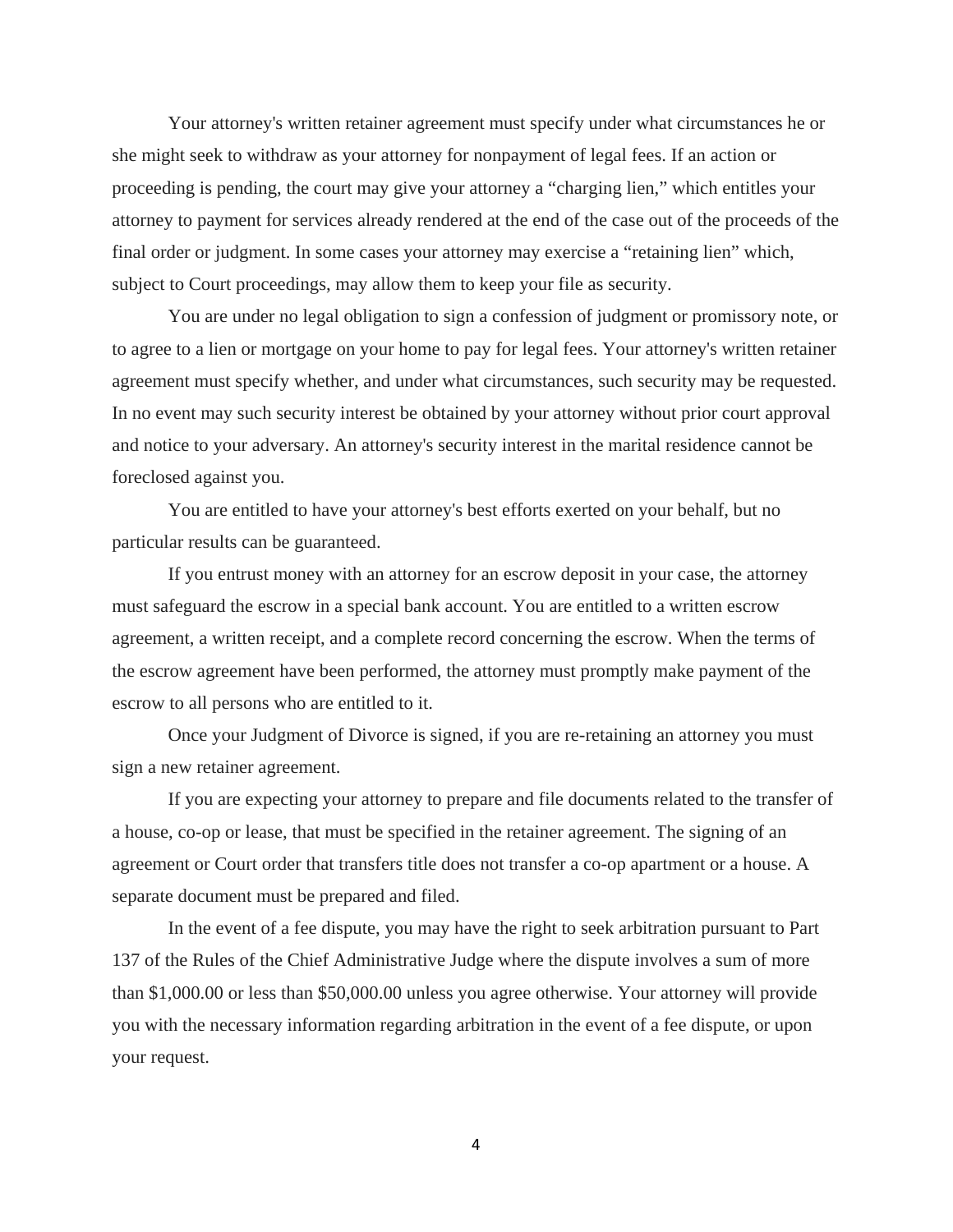Your attorney's written retainer agreement must specify under what circumstances he or she might seek to withdraw as your attorney for nonpayment of legal fees. If an action or proceeding is pending, the court may give your attorney a "charging lien," which entitles your attorney to payment for services already rendered at the end of the case out of the proceeds of the final order or judgment. In some cases your attorney may exercise a "retaining lien" which, subject to Court proceedings, may allow them to keep your file as security.

You are under no legal obligation to sign a confession of judgment or promissory note, or to agree to a lien or mortgage on your home to pay for legal fees. Your attorney's written retainer agreement must specify whether, and under what circumstances, such security may be requested. In no event may such security interest be obtained by your attorney without prior court approval and notice to your adversary. An attorney's security interest in the marital residence cannot be foreclosed against you.

You are entitled to have your attorney's best efforts exerted on your behalf, but no particular results can be guaranteed.

If you entrust money with an attorney for an escrow deposit in your case, the attorney must safeguard the escrow in a special bank account. You are entitled to a written escrow agreement, a written receipt, and a complete record concerning the escrow. When the terms of the escrow agreement have been performed, the attorney must promptly make payment of the escrow to all persons who are entitled to it.

Once your Judgment of Divorce is signed, if you are re-retaining an attorney you must sign a new retainer agreement.

If you are expecting your attorney to prepare and file documents related to the transfer of a house, co-op or lease, that must be specified in the retainer agreement. The signing of an agreement or Court order that transfers title does not transfer a co-op apartment or a house. A separate document must be prepared and filed.

In the event of a fee dispute, you may have the right to seek arbitration pursuant to Part 137 of the Rules of the Chief Administrative Judge where the dispute involves a sum of more than $1,000.00 or less than $50,000.00 unless you agree otherwise. Your attorney will provide you with the necessary information regarding arbitration in the event of a fee dispute, or upon your request.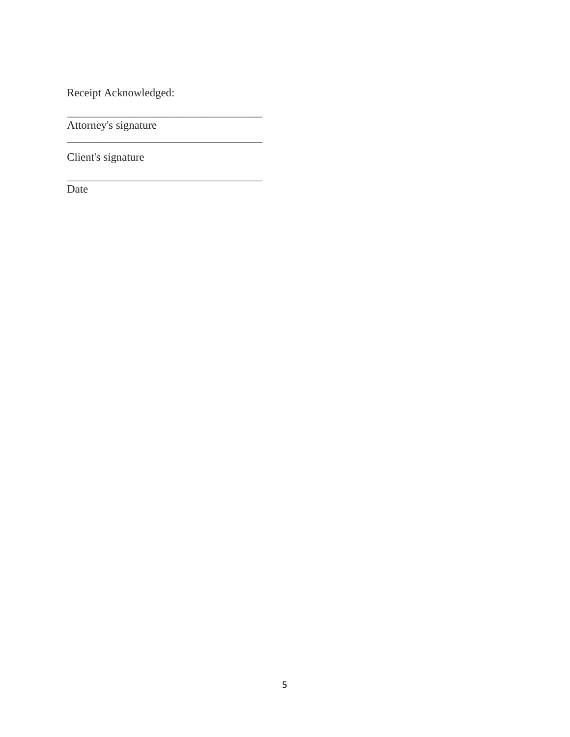Receipt Acknowledged:

___________________________________
Attorney's signature

___________________________________
Client's signature

___________________________________
Date